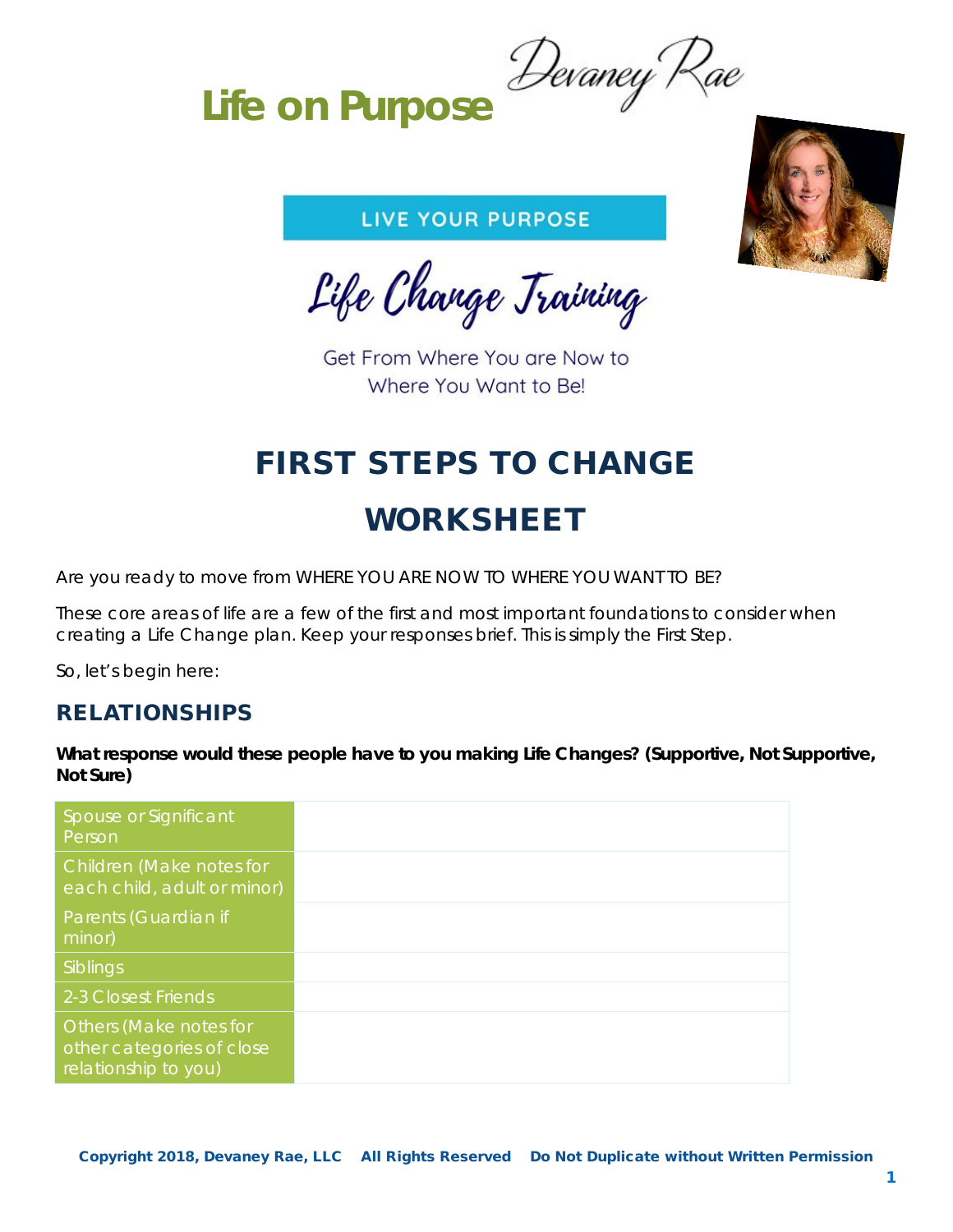# Life on Purpose

Devaney Rae

LIVE YOUR PURPOSE

Life Change Training

Get From Where You are Now to Where You Want to Be!

# FIRST STEPS TO CHANGE WORKSHEET

Are you ready to move from WHERE YOU ARE NOW TO WHERE YOU WANT TO BE?

These core areas of life are a few of the first and most important foundations to consider when creating a Life Change plan. Keep your responses brief. This is simply the First Step.

So, let's begin here:

## RELATIONSHIPS

**What response would these people have to you making Life Changes? (Supportive, Not Supportive, Not Sure)**

| | |
|---|---|
| Spouse or Significant Person | |
| Children (Make notes for each child, adult or minor) | |
| Parents (Guardian if minor) | |
| Siblings | |
| 2-3 Closest Friends | |
| Others (Make notes for other categories of close relationship to you) | |

Copyright 2018, Devaney Rae, LLC All Rights Reserved Do Not Duplicate without Written Permission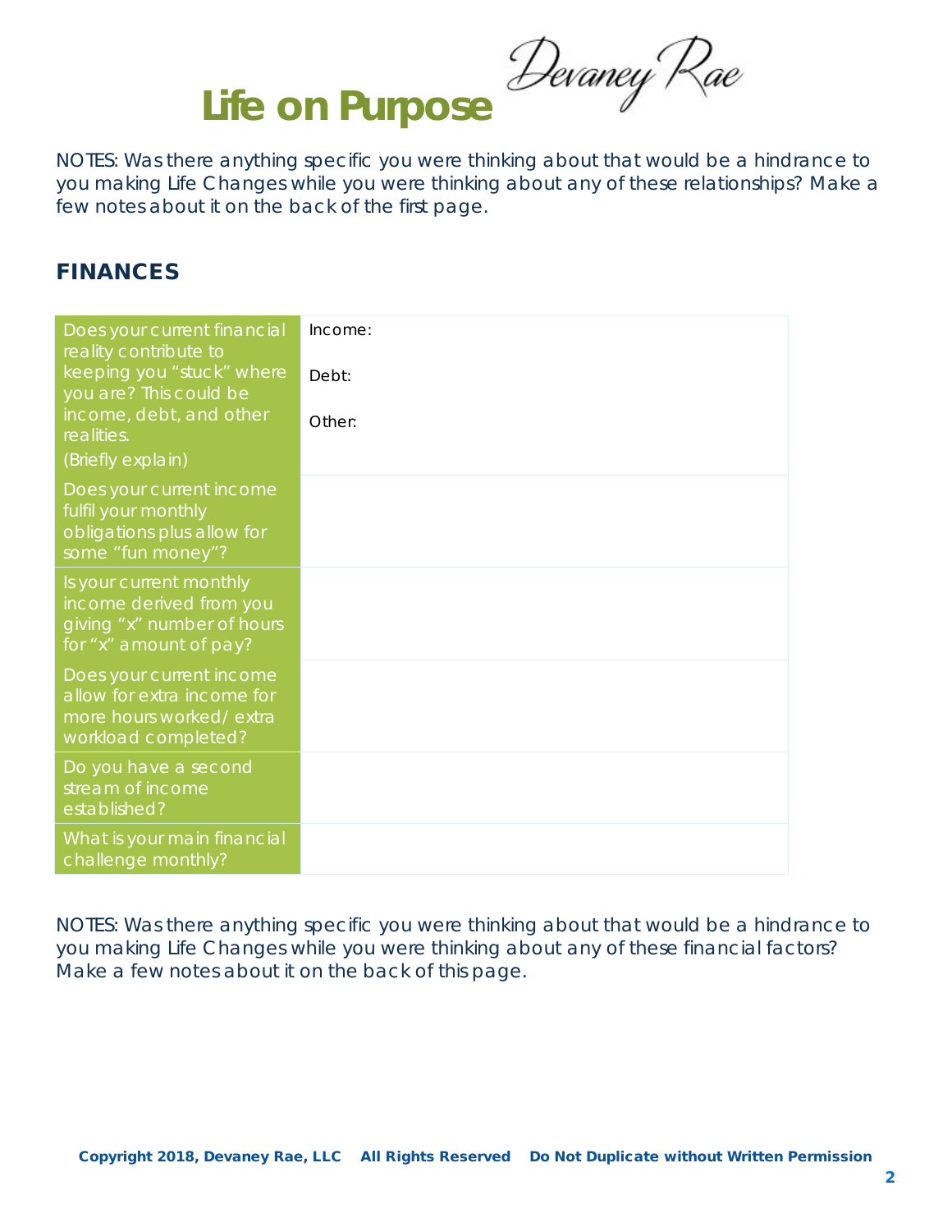# Life on Purpose

NOTES: Was there anything specific you were thinking about that would be a hindrance to you making Life Changes while you were thinking about any of these relationships? Make a few notes about it on the back of the first page.

## FINANCES

| Does your current financial reality contribute to keeping you "stuck" where you are? This could be income, debt, and other realities. (Briefly explain) | Income:<br><br>Debt:<br><br>Other: |
|---|---|
| Does your current income fulfil your monthly obligations plus allow for some "fun money"? | |
| Is your current monthly income derived from you giving "x" number of hours for "x" amount of pay? | |
| Does your current income allow for extra income for more hours worked/ extra workload completed? | |
| Do you have a second stream of income established? | |
| What is your main financial challenge monthly? | |

NOTES: Was there anything specific you were thinking about that would be a hindrance to you making Life Changes while you were thinking about any of these financial factors? Make a few notes about it on the back of this page.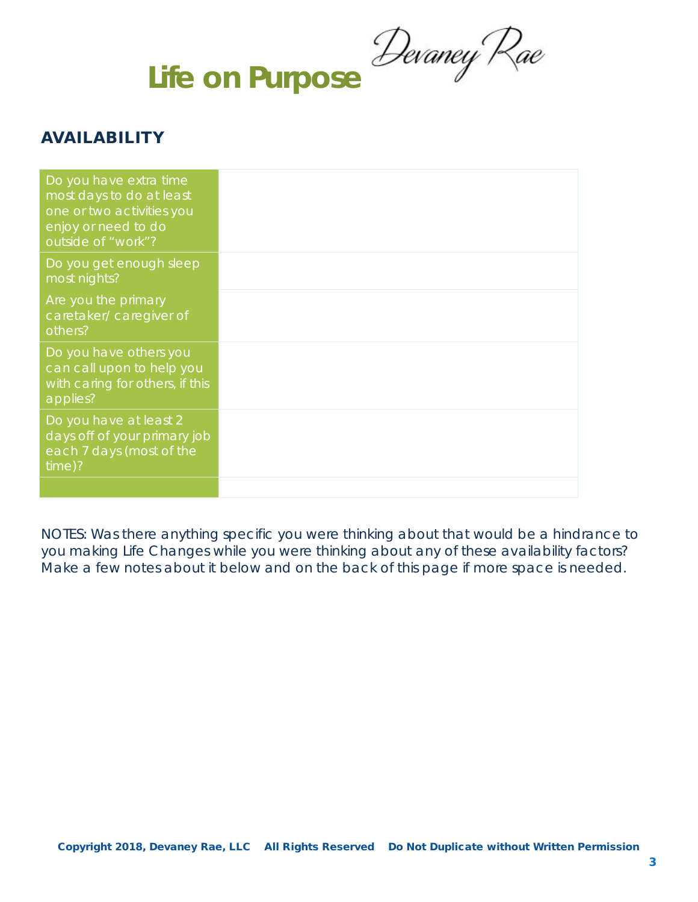# Life on Purpose

Devaney Rae

## AVAILABILITY

| | |
|---|---|
| Do you have extra time most days to do at least one or two activities you enjoy or need to do outside of "work"? | |
| Do you get enough sleep most nights? | |
| Are you the primary caretaker/ caregiver of others? | |
| Do you have others you can call upon to help you with caring for others, if this applies? | |
| Do you have at least 2 days off of your primary job each 7 days (most of the time)? | |
| | |

NOTES: Was there anything specific you were thinking about that would be a hindrance to you making Life Changes while you were thinking about any of these availability factors? Make a few notes about it below and on the back of this page if more space is needed.

Copyright 2018, Devaney Rae, LLC All Rights Reserved Do Not Duplicate without Written Permission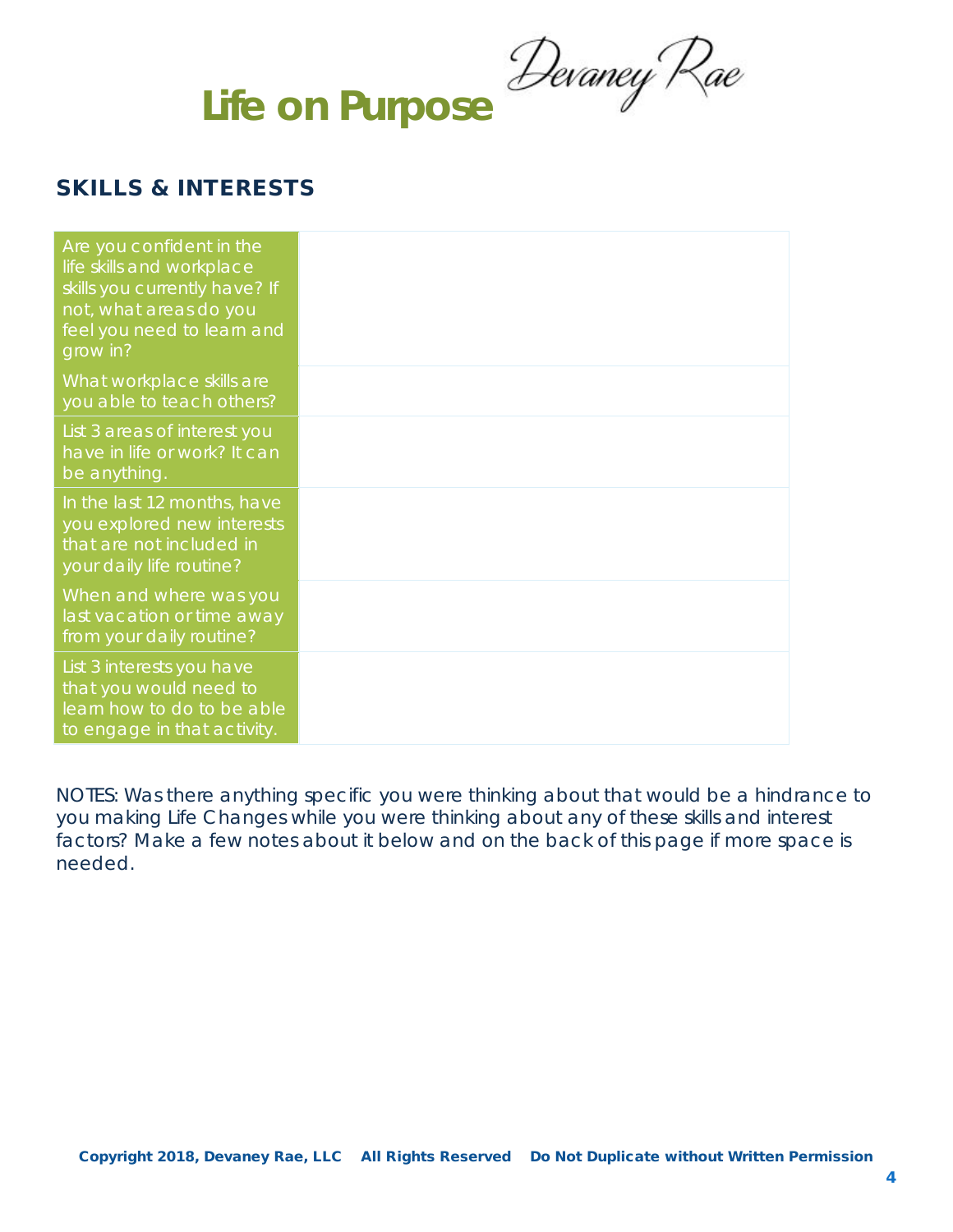# Life on Purpose

Devaney Rae

## SKILLS & INTERESTS

| | |
|---|---|
| Are you confident in the life skills and workplace skills you currently have? If not, what areas do you feel you need to learn and grow in? | |
| What workplace skills are you able to teach others? | |
| List 3 areas of interest you have in life or work? It can be anything. | |
| In the last 12 months, have you explored new interests that are not included in your daily life routine? | |
| When and where was you last vacation or time away from your daily routine? | |
| List 3 interests you have that you would need to learn how to do to be able to engage in that activity. | |

NOTES: Was there anything specific you were thinking about that would be a hindrance to you making Life Changes while you were thinking about any of these skills and interest factors? Make a few notes about it below and on the back of this page if more space is needed.

**Copyright 2018, Devaney Rae, LLC All Rights Reserved Do Not Duplicate without Written Permission**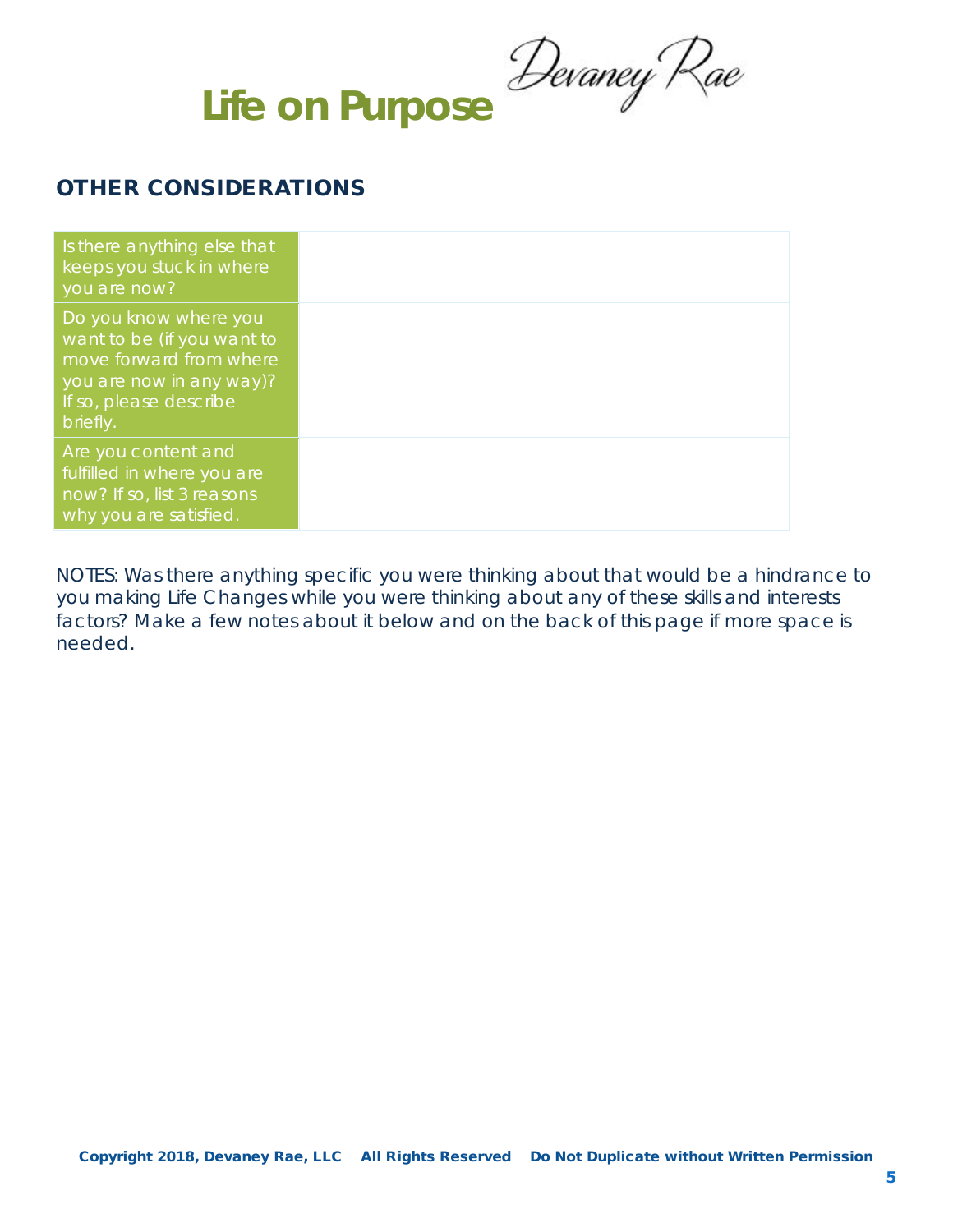# Life on Purpose

Devaney Rae

## OTHER CONSIDERATIONS

| | |
|---|---|
| Is there anything else that keeps you stuck in where you are now? | |
| Do you know where you want to be (if you want to move forward from where you are now in any way)? If so, please describe briefly. | |
| Are you content and fulfilled in where you are now? If so, list 3 reasons why you are satisfied. | |

NOTES: Was there anything specific you were thinking about that would be a hindrance to you making Life Changes while you were thinking about any of these skills and interests factors? Make a few notes about it below and on the back of this page if more space is needed.

**Copyright 2018, Devaney Rae, LLC    All Rights Reserved    Do Not Duplicate without Written Permission**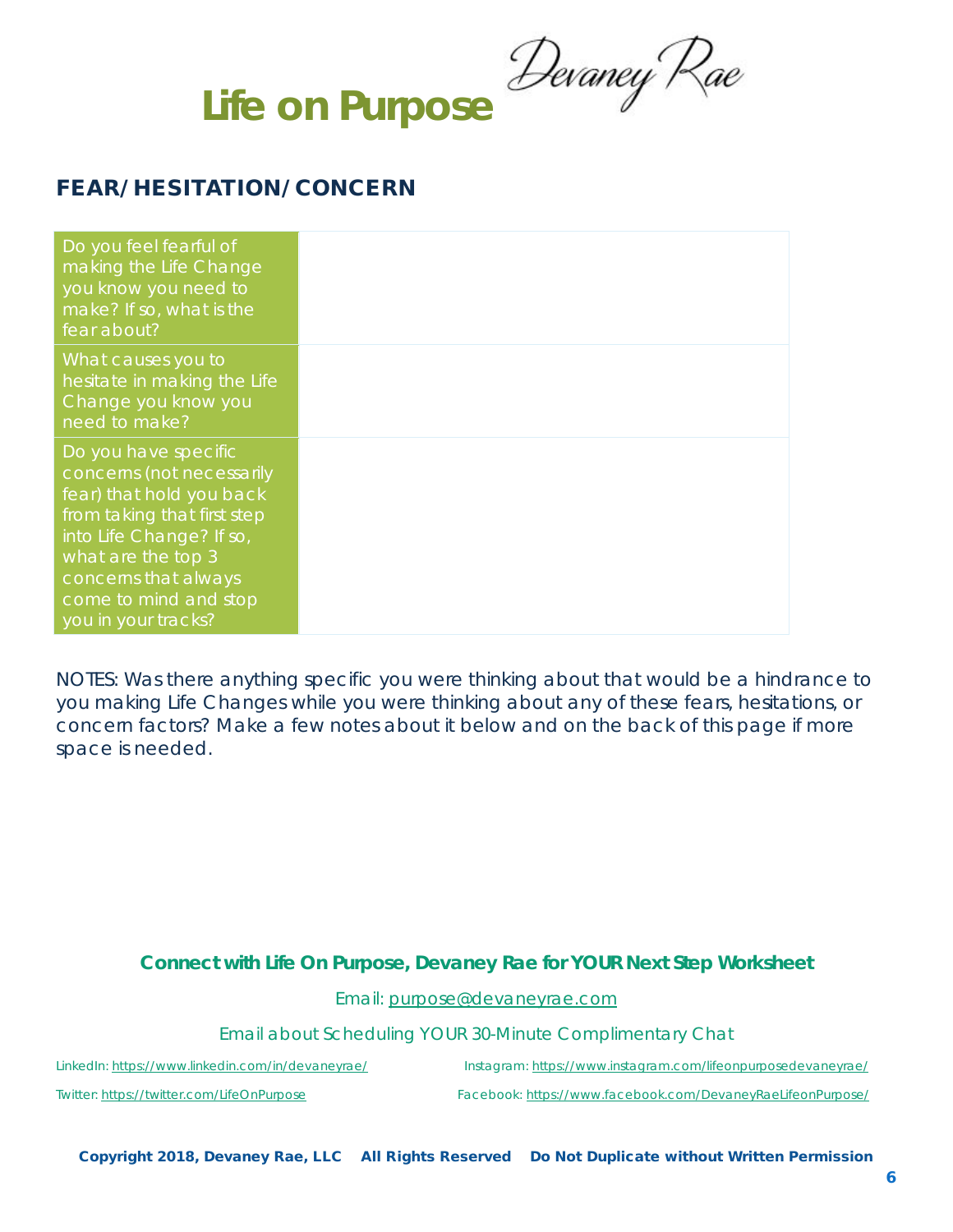# Life on Purpose Devaney Rae

## FEAR/HESITATION/CONCERN

| | |
|---|---|
| Do you feel fearful of making the Life Change you know you need to make? If so, what is the fear about? | |
| What causes you to hesitate in making the Life Change you know you need to make? | |
| Do you have specific concerns (not necessarily fear) that hold you back from taking that first step into Life Change? If so, what are the top 3 concerns that always come to mind and stop you in your tracks? | |

NOTES: Was there anything specific you were thinking about that would be a hindrance to you making Life Changes while you were thinking about any of these fears, hesitations, or concern factors? Make a few notes about it below and on the back of this page if more space is needed.

**Connect with Life On Purpose, Devaney Rae for YOUR Next Step Worksheet**

Email: purpose@devaneyrae.com

Email about Scheduling YOUR 30-Minute Complimentary Chat

LinkedIn: https://www.linkedin.com/in/devaneyrae/

Instagram: https://www.instagram.com/lifeonpurposedevaneyrae/

Twitter: https://twitter.com/LifeOnPurpose

Facebook: https://www.facebook.com/DevaneyRaeLifeonPurpose/

**Copyright 2018, Devaney Rae, LLC All Rights Reserved Do Not Duplicate without Written Permission**